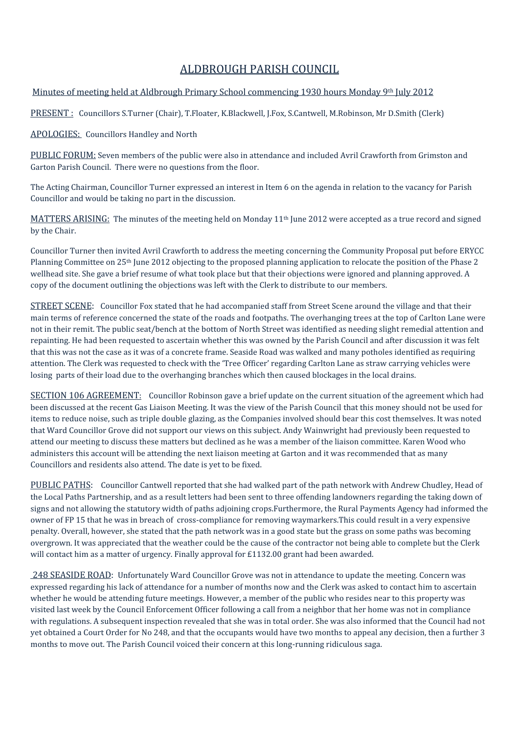# ALDBROUGH PARISH COUNCIL

Minutes of meeting held at Aldbrough Primary School commencing 1930 hours Monday 9th July 2012

PRESENT : Councillors S.Turner (Chair), T.Floater, K.Blackwell, J.Fox, S.Cantwell, M.Robinson, Mr D.Smith (Clerk)

APOLOGIES: Councillors Handley and North

PUBLIC FORUM: Seven members of the public were also in attendance and included Avril Crawforth from Grimston and Garton Parish Council. There were no questions from the floor.

The Acting Chairman, Councillor Turner expressed an interest in Item 6 on the agenda in relation to the vacancy for Parish Councillor and would be taking no part in the discussion.

MATTERS ARISING: The minutes of the meeting held on Monday 11th June 2012 were accepted as a true record and signed by the Chair.

Councillor Turner then invited Avril Crawforth to address the meeting concerning the Community Proposal put before ERYCC Planning Committee on 25th June 2012 objecting to the proposed planning application to relocate the position of the Phase 2 wellhead site. She gave a brief resume of what took place but that their objections were ignored and planning approved. A copy of the document outlining the objections was left with the Clerk to distribute to our members.

STREET SCENE: Councillor Fox stated that he had accompanied staff from Street Scene around the village and that their main terms of reference concerned the state of the roads and footpaths. The overhanging trees at the top of Carlton Lane were not in their remit. The public seat/bench at the bottom of North Street was identified as needing slight remedial attention and repainting. He had been requested to ascertain whether this was owned by the Parish Council and after discussion it was felt that this was not the case as it was of a concrete frame. Seaside Road was walked and many potholes identified as requiring attention. The Clerk was requested to check with the 'Tree Officer' regarding Carlton Lane as straw carrying vehicles were losing parts of their load due to the overhanging branches which then caused blockages in the local drains.

SECTION 106 AGREEMENT: Councillor Robinson gave a brief update on the current situation of the agreement which had been discussed at the recent Gas Liaison Meeting. It was the view of the Parish Council that this money should not be used for items to reduce noise, such as triple double glazing, as the Companies involved should bear this cost themselves. It was noted that Ward Councillor Grove did not support our views on this subject. Andy Wainwright had previously been requested to attend our meeting to discuss these matters but declined as he was a member of the liaison committee. Karen Wood who administers this account will be attending the next liaison meeting at Garton and it was recommended that as many Councillors and residents also attend. The date is yet to be fixed.

PUBLIC PATHS: Councillor Cantwell reported that she had walked part of the path network with Andrew Chudley, Head of the Local Paths Partnership, and as a result letters had been sent to three offending landowners regarding the taking down of signs and not allowing the statutory width of paths adjoining crops.Furthermore, the Rural Payments Agency had informed the owner of FP 15 that he was in breach of cross-compliance for removing waymarkers.This could result in a very expensive penalty. Overall, however, she stated that the path network was in a good state but the grass on some paths was becoming overgrown. It was appreciated that the weather could be the cause of the contractor not being able to complete but the Clerk will contact him as a matter of urgency. Finally approval for £1132.00 grant had been awarded.

248 SEASIDE ROAD: Unfortunately Ward Councillor Grove was not in attendance to update the meeting. Concern was expressed regarding his lack of attendance for a number of months now and the Clerk was asked to contact him to ascertain whether he would be attending future meetings. However, a member of the public who resides near to this property was visited last week by the Council Enforcement Officer following a call from a neighbor that her home was not in compliance with regulations. A subsequent inspection revealed that she was in total order. She was also informed that the Council had not yet obtained a Court Order for No 248, and that the occupants would have two months to appeal any decision, then a further 3 months to move out. The Parish Council voiced their concern at this long-running ridiculous saga.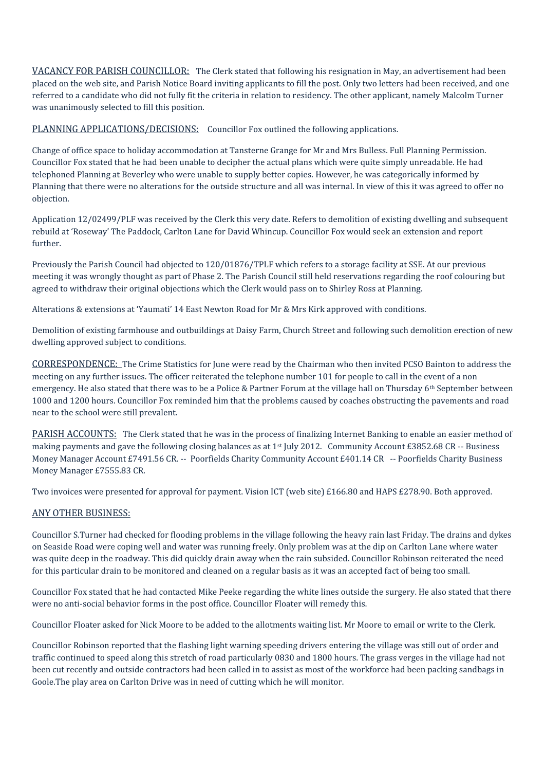VACANCY FOR PARISH COUNCILLOR: The Clerk stated that following his resignation in May, an advertisement had been placed on the web site, and Parish Notice Board inviting applicants to fill the post. Only two letters had been received, and one referred to a candidate who did not fully fit the criteria in relation to residency. The other applicant, namely Malcolm Turner was unanimously selected to fill this position.

PLANNING APPLICATIONS/DECISIONS: Councillor Fox outlined the following applications.

Change of office space to holiday accommodation at Tansterne Grange for Mr and Mrs Bulless. Full Planning Permission. Councillor Fox stated that he had been unable to decipher the actual plans which were quite simply unreadable. He had telephoned Planning at Beverley who were unable to supply better copies. However, he was categorically informed by Planning that there were no alterations for the outside structure and all was internal. In view of this it was agreed to offer no objection.

Application 12/02499/PLF was received by the Clerk this very date. Refers to demolition of existing dwelling and subsequent rebuild at 'Roseway' The Paddock, Carlton Lane for David Whincup. Councillor Fox would seek an extension and report further.

Previously the Parish Council had objected to 120/01876/TPLF which refers to a storage facility at SSE. At our previous meeting it was wrongly thought as part of Phase 2. The Parish Council still held reservations regarding the roof colouring but agreed to withdraw their original objections which the Clerk would pass on to Shirley Ross at Planning.

Alterations & extensions at 'Yaumati' 14 East Newton Road for Mr & Mrs Kirk approved with conditions.

Demolition of existing farmhouse and outbuildings at Daisy Farm, Church Street and following such demolition erection of new dwelling approved subject to conditions.

CORRESPONDENCE: The Crime Statistics for June were read by the Chairman who then invited PCSO Bainton to address the meeting on any further issues. The officer reiterated the telephone number 101 for people to call in the event of a non emergency. He also stated that there was to be a Police & Partner Forum at the village hall on Thursday 6th September between 1000 and 1200 hours. Councillor Fox reminded him that the problems caused by coaches obstructing the pavements and road near to the school were still prevalent.

PARISH ACCOUNTS: The Clerk stated that he was in the process of finalizing Internet Banking to enable an easier method of making payments and gave the following closing balances as at 1st July 2012. Community Account £3852.68 CR -- Business Money Manager Account £7491.56 CR. -- Poorfields Charity Community Account £401.14 CR -- Poorfields Charity Business Money Manager £7555.83 CR.

Two invoices were presented for approval for payment. Vision ICT (web site) £166.80 and HAPS £278.90. Both approved.

ANY OTHER BUSINESS:

Councillor S.Turner had checked for flooding problems in the village following the heavy rain last Friday. The drains and dykes on Seaside Road were coping well and water was running freely. Only problem was at the dip on Carlton Lane where water was quite deep in the roadway. This did quickly drain away when the rain subsided. Councillor Robinson reiterated the need for this particular drain to be monitored and cleaned on a regular basis as it was an accepted fact of being too small.

Councillor Fox stated that he had contacted Mike Peeke regarding the white lines outside the surgery. He also stated that there were no anti-social behavior forms in the post office. Councillor Floater will remedy this.

Councillor Floater asked for Nick Moore to be added to the allotments waiting list. Mr Moore to email or write to the Clerk.

Councillor Robinson reported that the flashing light warning speeding drivers entering the village was still out of order and traffic continued to speed along this stretch of road particularly 0830 and 1800 hours. The grass verges in the village had not been cut recently and outside contractors had been called in to assist as most of the workforce had been packing sandbags in Goole.The play area on Carlton Drive was in need of cutting which he will monitor.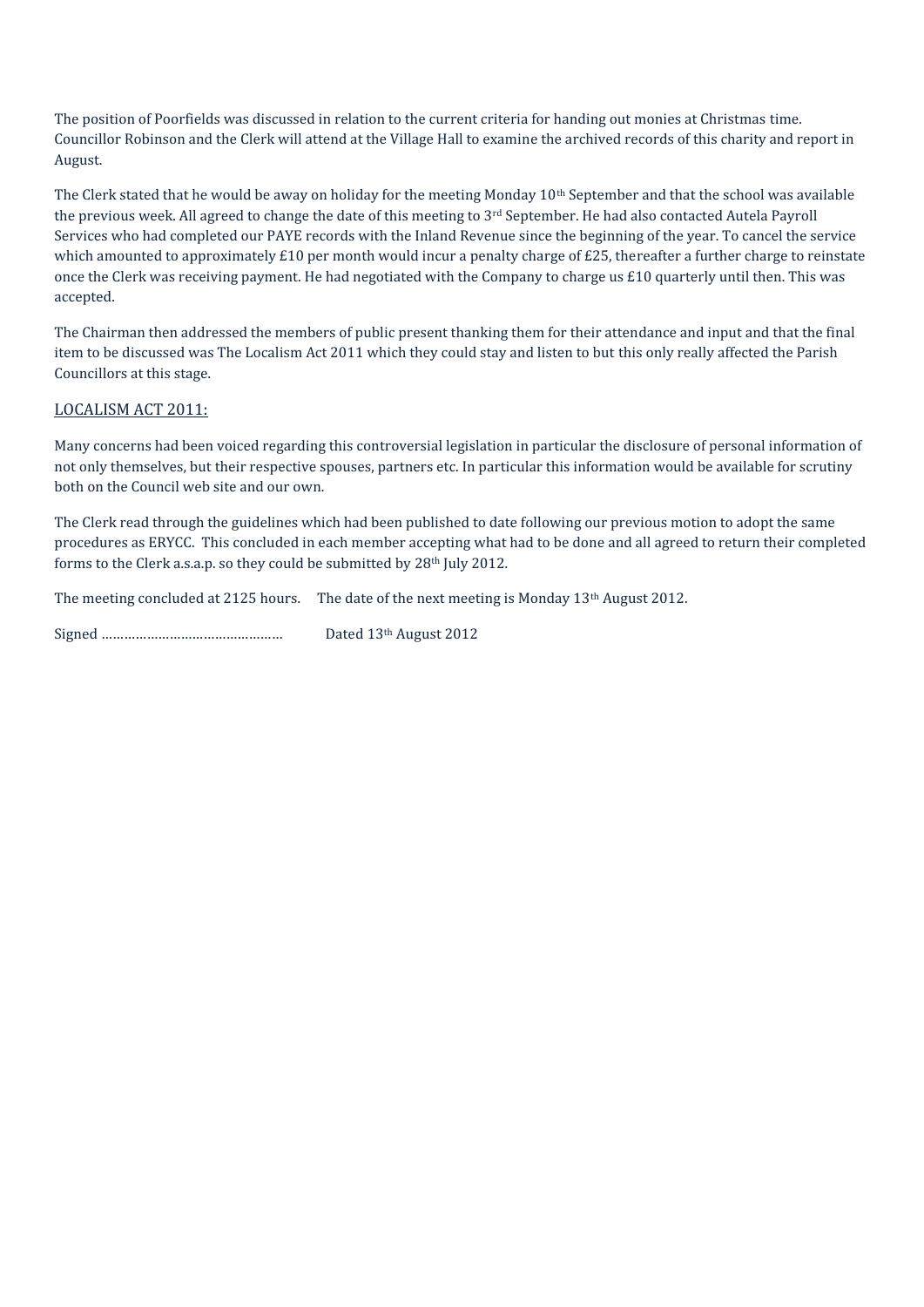The position of Poorfields was discussed in relation to the current criteria for handing out monies at Christmas time. Councillor Robinson and the Clerk will attend at the Village Hall to examine the archived records of this charity and report in August.

The Clerk stated that he would be away on holiday for the meeting Monday 10th September and that the school was available the previous week. All agreed to change the date of this meeting to 3rd September. He had also contacted Autela Payroll Services who had completed our PAYE records with the Inland Revenue since the beginning of the year. To cancel the service which amounted to approximately £10 per month would incur a penalty charge of £25, thereafter a further charge to reinstate once the Clerk was receiving payment. He had negotiated with the Company to charge us £10 quarterly until then. This was accepted.

The Chairman then addressed the members of public present thanking them for their attendance and input and that the final item to be discussed was The Localism Act 2011 which they could stay and listen to but this only really affected the Parish Councillors at this stage.

## LOCALISM ACT 2011:

Many concerns had been voiced regarding this controversial legislation in particular the disclosure of personal information of not only themselves, but their respective spouses, partners etc. In particular this information would be available for scrutiny both on the Council web site and our own.

The Clerk read through the guidelines which had been published to date following our previous motion to adopt the same procedures as ERYCC. This concluded in each member accepting what had to be done and all agreed to return their completed forms to the Clerk a.s.a.p. so they could be submitted by 28th July 2012.

The meeting concluded at 2125 hours. The date of the next meeting is Monday 13th August 2012.

Signed ………………………………………… Dated 13th August 2012